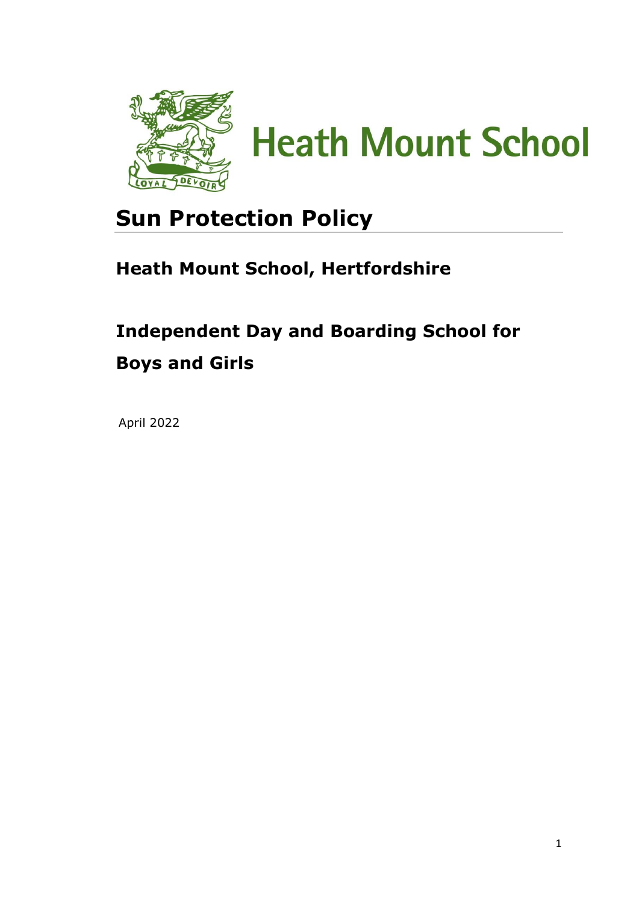# Heath Mount School

# Sun Protection Policy

## Heath Mount School, Hertfordshire

## Independent Day and Boarding School for Boys and Girls

April 2022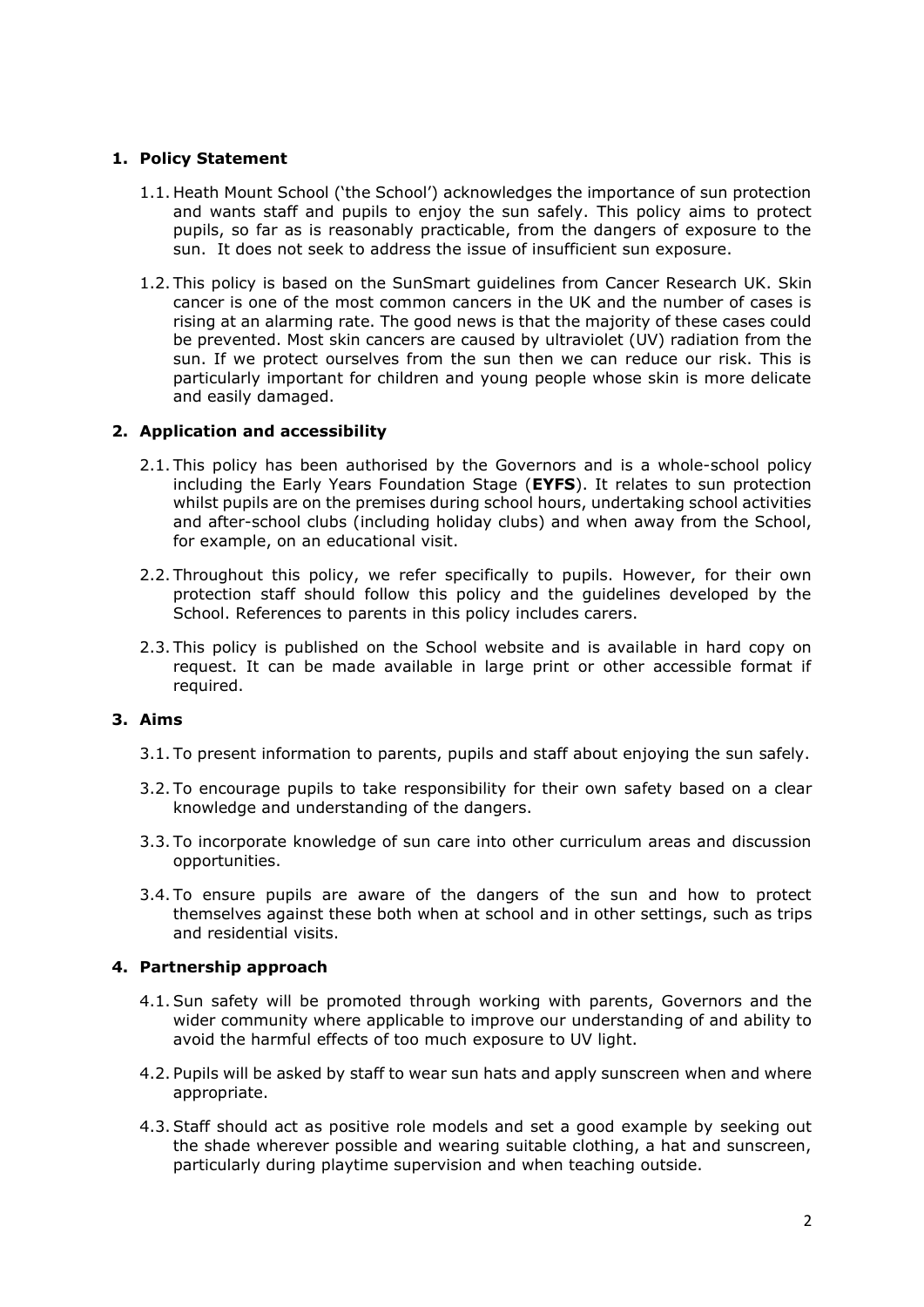## 1. Policy Statement

1.1. Heath Mount School ('the School') acknowledges the importance of sun protection and wants staff and pupils to enjoy the sun safely. This policy aims to protect pupils, so far as is reasonably practicable, from the dangers of exposure to the sun. It does not seek to address the issue of insufficient sun exposure.

1.2. This policy is based on the SunSmart guidelines from Cancer Research UK. Skin cancer is one of the most common cancers in the UK and the number of cases is rising at an alarming rate. The good news is that the majority of these cases could be prevented. Most skin cancers are caused by ultraviolet (UV) radiation from the sun. If we protect ourselves from the sun then we can reduce our risk. This is particularly important for children and young people whose skin is more delicate and easily damaged.

## 2. Application and accessibility

2.1. This policy has been authorised by the Governors and is a whole-school policy including the Early Years Foundation Stage (**EYFS**). It relates to sun protection whilst pupils are on the premises during school hours, undertaking school activities and after-school clubs (including holiday clubs) and when away from the School, for example, on an educational visit.

2.2. Throughout this policy, we refer specifically to pupils. However, for their own protection staff should follow this policy and the guidelines developed by the School. References to parents in this policy includes carers.

2.3. This policy is published on the School website and is available in hard copy on request. It can be made available in large print or other accessible format if required.

## 3. Aims

3.1. To present information to parents, pupils and staff about enjoying the sun safely.

3.2. To encourage pupils to take responsibility for their own safety based on a clear knowledge and understanding of the dangers.

3.3. To incorporate knowledge of sun care into other curriculum areas and discussion opportunities.

3.4. To ensure pupils are aware of the dangers of the sun and how to protect themselves against these both when at school and in other settings, such as trips and residential visits.

## 4. Partnership approach

4.1. Sun safety will be promoted through working with parents, Governors and the wider community where applicable to improve our understanding of and ability to avoid the harmful effects of too much exposure to UV light.

4.2. Pupils will be asked by staff to wear sun hats and apply sunscreen when and where appropriate.

4.3. Staff should act as positive role models and set a good example by seeking out the shade wherever possible and wearing suitable clothing, a hat and sunscreen, particularly during playtime supervision and when teaching outside.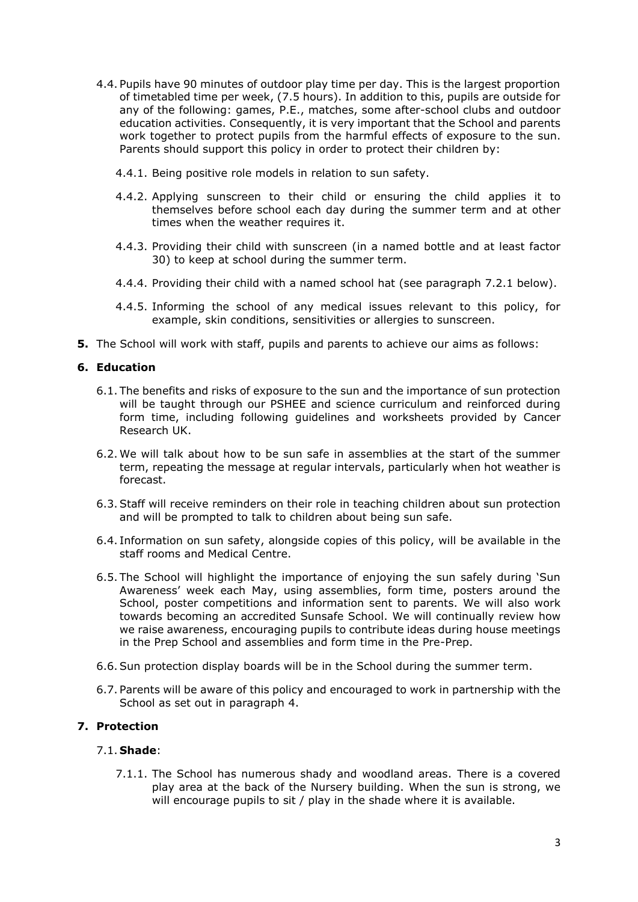4.4. Pupils have 90 minutes of outdoor play time per day. This is the largest proportion of timetabled time per week, (7.5 hours). In addition to this, pupils are outside for any of the following: games, P.E., matches, some after-school clubs and outdoor education activities. Consequently, it is very important that the School and parents work together to protect pupils from the harmful effects of exposure to the sun. Parents should support this policy in order to protect their children by:

4.4.1. Being positive role models in relation to sun safety.

4.4.2. Applying sunscreen to their child or ensuring the child applies it to themselves before school each day during the summer term and at other times when the weather requires it.

4.4.3. Providing their child with sunscreen (in a named bottle and at least factor 30) to keep at school during the summer term.

4.4.4. Providing their child with a named school hat (see paragraph 7.2.1 below).

4.4.5. Informing the school of any medical issues relevant to this policy, for example, skin conditions, sensitivities or allergies to sunscreen.

**5.** The School will work with staff, pupils and parents to achieve our aims as follows:

## 6. Education

6.1. The benefits and risks of exposure to the sun and the importance of sun protection will be taught through our PSHEE and science curriculum and reinforced during form time, including following guidelines and worksheets provided by Cancer Research UK.

6.2. We will talk about how to be sun safe in assemblies at the start of the summer term, repeating the message at regular intervals, particularly when hot weather is forecast.

6.3. Staff will receive reminders on their role in teaching children about sun protection and will be prompted to talk to children about being sun safe.

6.4. Information on sun safety, alongside copies of this policy, will be available in the staff rooms and Medical Centre.

6.5. The School will highlight the importance of enjoying the sun safely during 'Sun Awareness' week each May, using assemblies, form time, posters around the School, poster competitions and information sent to parents. We will also work towards becoming an accredited Sunsafe School. We will continually review how we raise awareness, encouraging pupils to contribute ideas during house meetings in the Prep School and assemblies and form time in the Pre-Prep.

6.6. Sun protection display boards will be in the School during the summer term.

6.7. Parents will be aware of this policy and encouraged to work in partnership with the School as set out in paragraph 4.

## 7. Protection

7.1. **Shade**:

7.1.1. The School has numerous shady and woodland areas. There is a covered play area at the back of the Nursery building. When the sun is strong, we will encourage pupils to sit / play in the shade where it is available.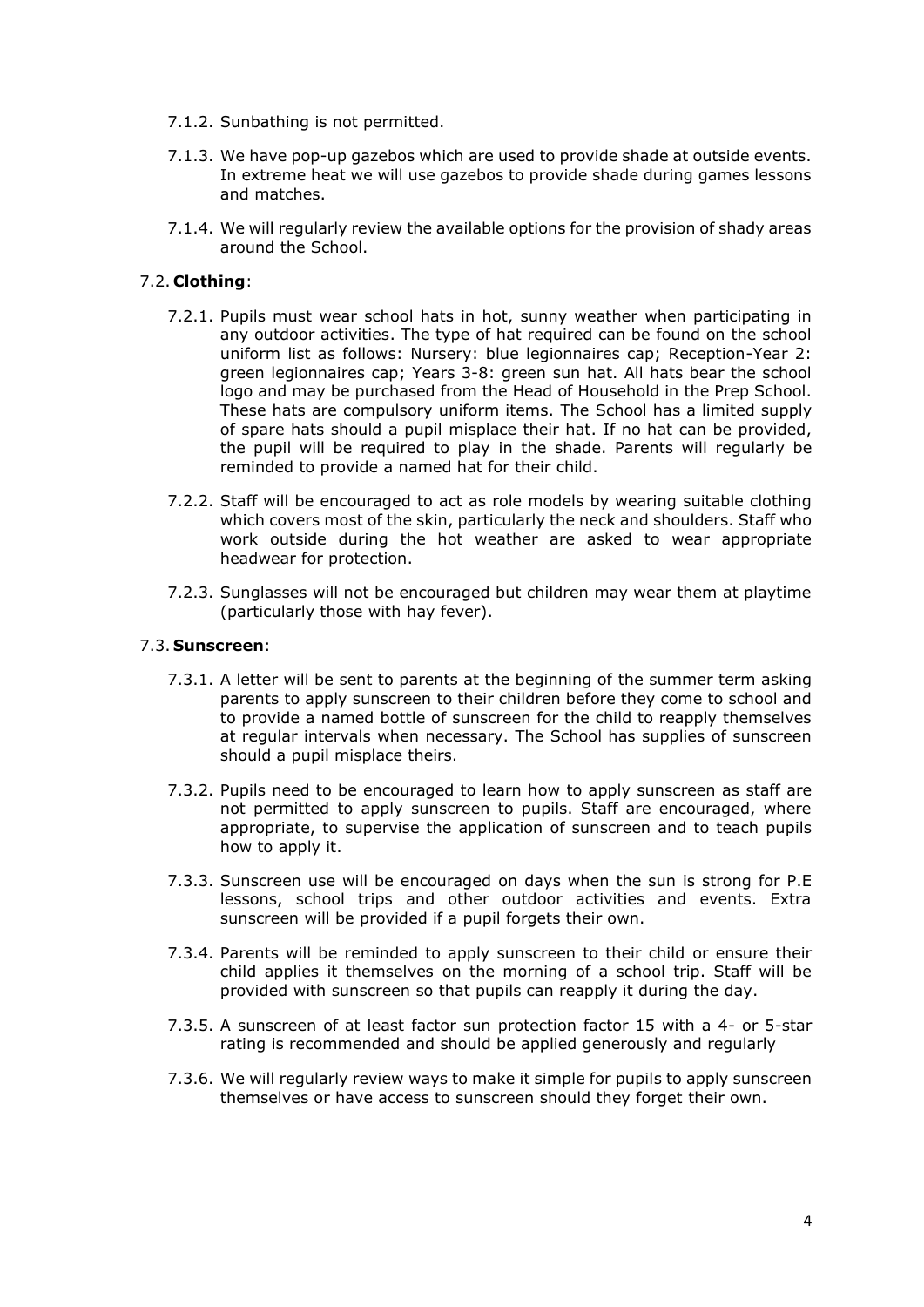7.1.2. Sunbathing is not permitted.

7.1.3. We have pop-up gazebos which are used to provide shade at outside events. In extreme heat we will use gazebos to provide shade during games lessons and matches.

7.1.4. We will regularly review the available options for the provision of shady areas around the School.

### 7.2. **Clothing**:

7.2.1. Pupils must wear school hats in hot, sunny weather when participating in any outdoor activities. The type of hat required can be found on the school uniform list as follows: Nursery: blue legionnaires cap; Reception-Year 2: green legionnaires cap; Years 3-8: green sun hat. All hats bear the school logo and may be purchased from the Head of Household in the Prep School. These hats are compulsory uniform items. The School has a limited supply of spare hats should a pupil misplace their hat. If no hat can be provided, the pupil will be required to play in the shade. Parents will regularly be reminded to provide a named hat for their child.

7.2.2. Staff will be encouraged to act as role models by wearing suitable clothing which covers most of the skin, particularly the neck and shoulders. Staff who work outside during the hot weather are asked to wear appropriate headwear for protection.

7.2.3. Sunglasses will not be encouraged but children may wear them at playtime (particularly those with hay fever).

### 7.3. **Sunscreen**:

7.3.1. A letter will be sent to parents at the beginning of the summer term asking parents to apply sunscreen to their children before they come to school and to provide a named bottle of sunscreen for the child to reapply themselves at regular intervals when necessary. The School has supplies of sunscreen should a pupil misplace theirs.

7.3.2. Pupils need to be encouraged to learn how to apply sunscreen as staff are not permitted to apply sunscreen to pupils. Staff are encouraged, where appropriate, to supervise the application of sunscreen and to teach pupils how to apply it.

7.3.3. Sunscreen use will be encouraged on days when the sun is strong for P.E lessons, school trips and other outdoor activities and events. Extra sunscreen will be provided if a pupil forgets their own.

7.3.4. Parents will be reminded to apply sunscreen to their child or ensure their child applies it themselves on the morning of a school trip. Staff will be provided with sunscreen so that pupils can reapply it during the day.

7.3.5. A sunscreen of at least factor sun protection factor 15 with a 4- or 5-star rating is recommended and should be applied generously and regularly

7.3.6. We will regularly review ways to make it simple for pupils to apply sunscreen themselves or have access to sunscreen should they forget their own.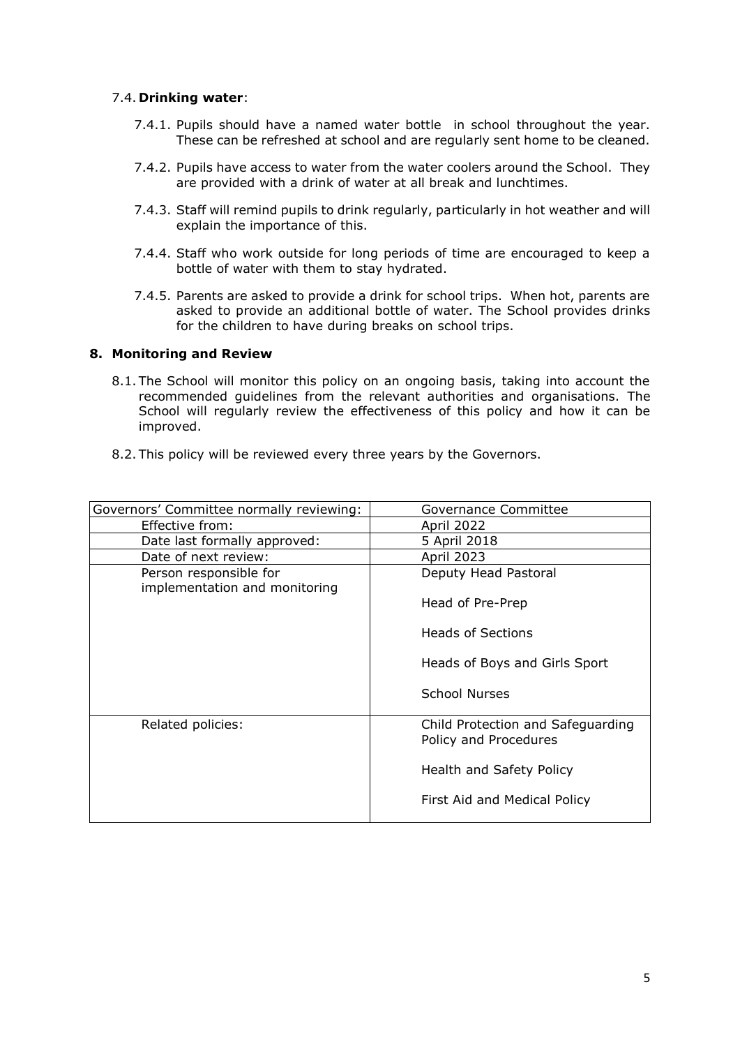### 7.4. **Drinking water**:

7.4.1. Pupils should have a named water bottle in school throughout the year. These can be refreshed at school and are regularly sent home to be cleaned.

7.4.2. Pupils have access to water from the water coolers around the School. They are provided with a drink of water at all break and lunchtimes.

7.4.3. Staff will remind pupils to drink regularly, particularly in hot weather and will explain the importance of this.

7.4.4. Staff who work outside for long periods of time are encouraged to keep a bottle of water with them to stay hydrated.

7.4.5. Parents are asked to provide a drink for school trips. When hot, parents are asked to provide an additional bottle of water. The School provides drinks for the children to have during breaks on school trips.

## 8. Monitoring and Review

8.1. The School will monitor this policy on an ongoing basis, taking into account the recommended guidelines from the relevant authorities and organisations. The School will regularly review the effectiveness of this policy and how it can be improved.

8.2. This policy will be reviewed every three years by the Governors.

| | |
|---|---|
| Governors' Committee normally reviewing: | Governance Committee |
| Effective from: | April 2022 |
| Date last formally approved: | 5 April 2018 |
| Date of next review: | April 2023 |
| Person responsible for implementation and monitoring | Deputy Head Pastoral<br><br>Head of Pre-Prep<br><br>Heads of Sections<br><br>Heads of Boys and Girls Sport<br><br>School Nurses |
| Related policies: | Child Protection and Safeguarding Policy and Procedures<br><br>Health and Safety Policy<br><br>First Aid and Medical Policy |